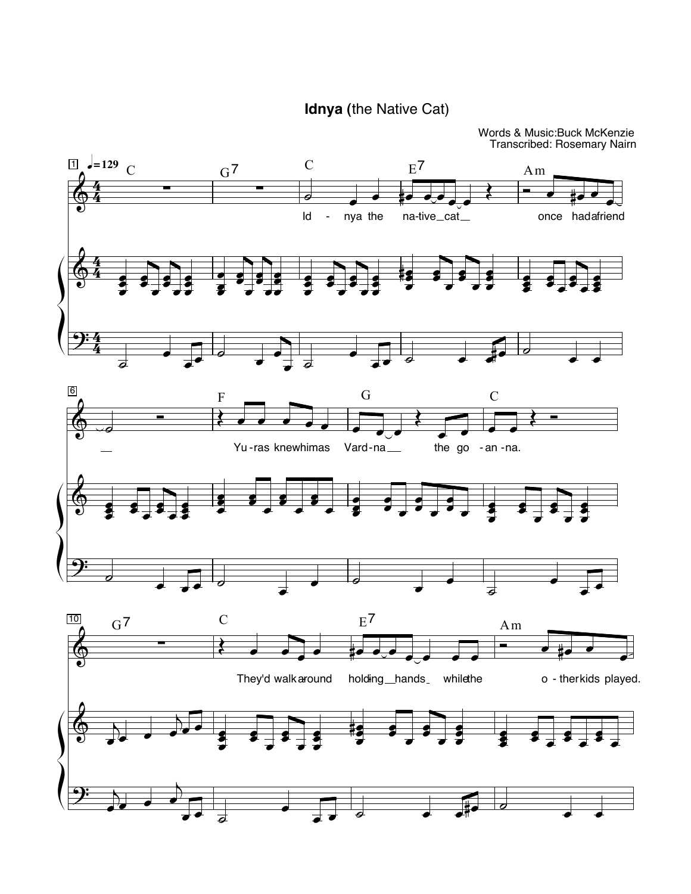# **Idnya** (the Native Cat)

Words & Music: Buck McKenzie
Transcribed: Rosemary Nairn

♩=129

C G7 C E7 Am

Id - nya the na-tive cat once had a friend

F G C

Yu-ras knew him as Vard-na the go - an - na.

G7 C E7 Am

They'd walk around hold-ing hands while the o - ther kids played.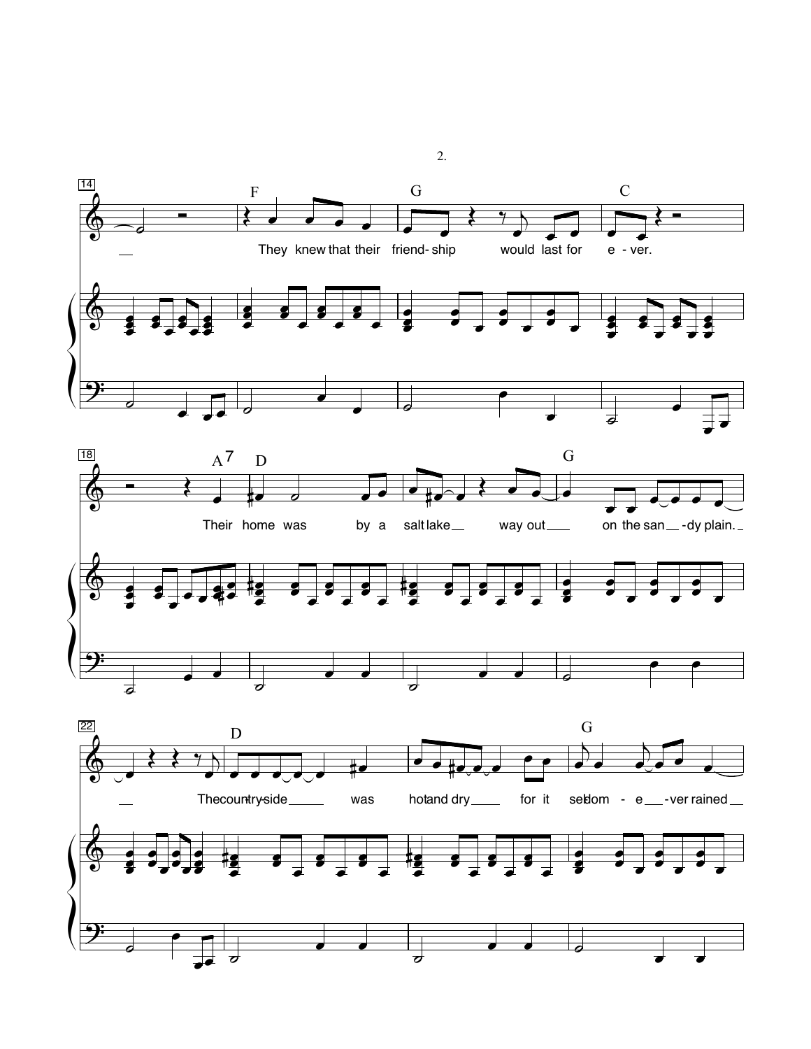They knew that their friend-ship would last for e - ver.

Their home was by a salt lake way out on the san - dy plain.

The coun-try-side was hot and dry for it sel-dom - e - ver rained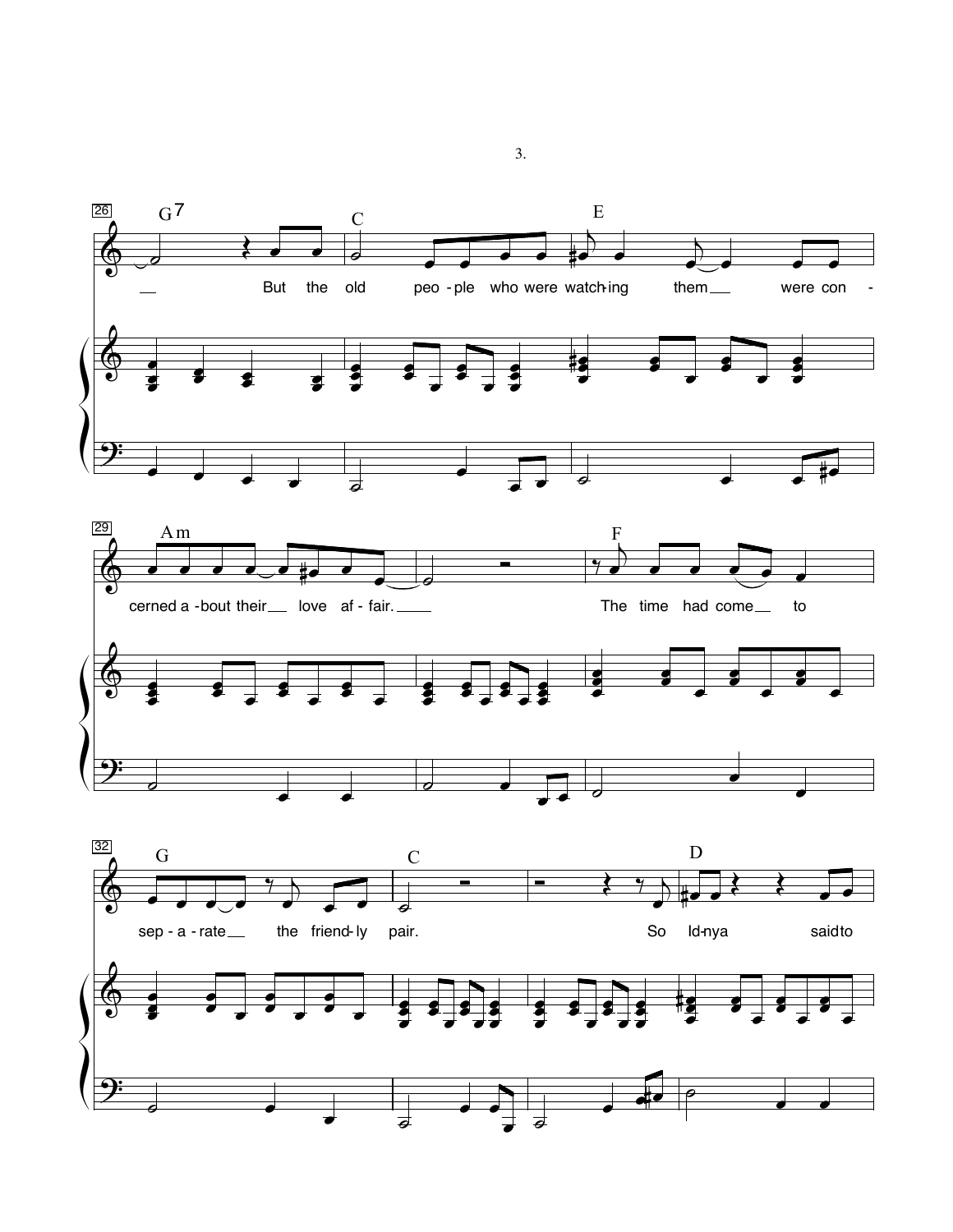26 G7 C E

But the old peo - ple who were watch-ing them were con -

29 Am F

cerned a - bout their love af - fair. The time had come to

32 G C D

sep - a - rate the friend - ly pair. So Id-nya said to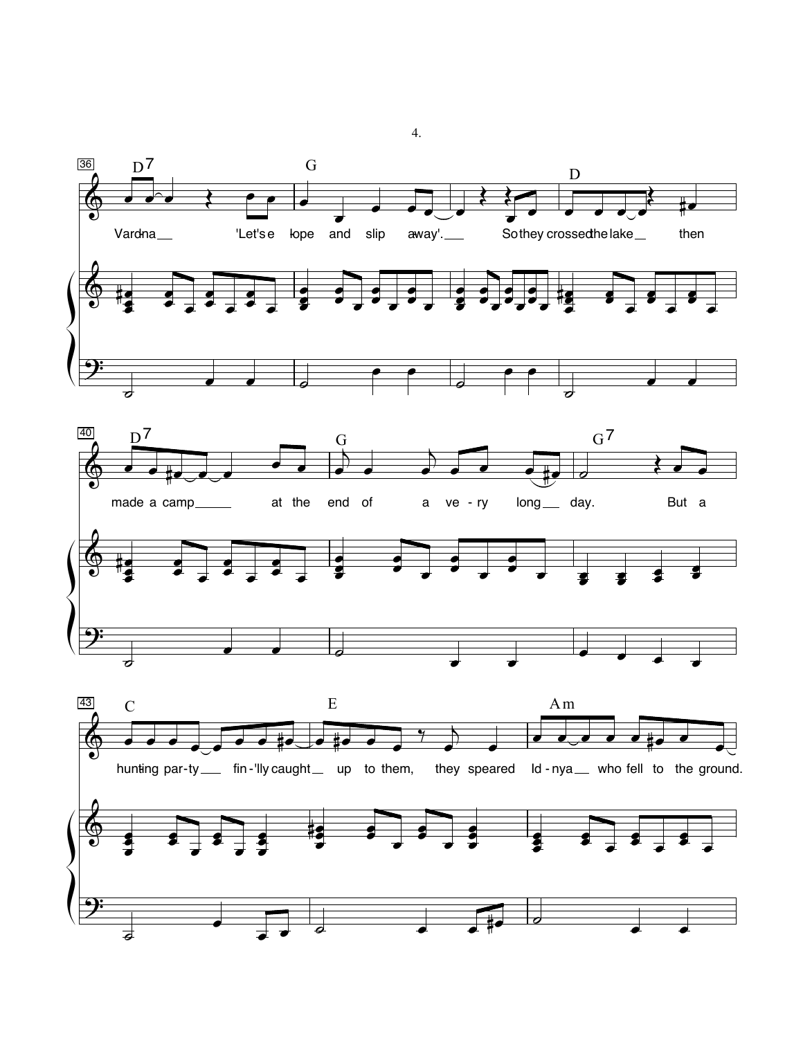36 D7 G D

Var-na 'Let's e-lope and slip a-way'. So they crossed the lake then

40 D7 G G7

made a camp at the end of a ve - ry long day. But a

43 C E Am

hunt-ing par-ty fin-'lly caught up to them, they speared Id - nya who fell to the ground.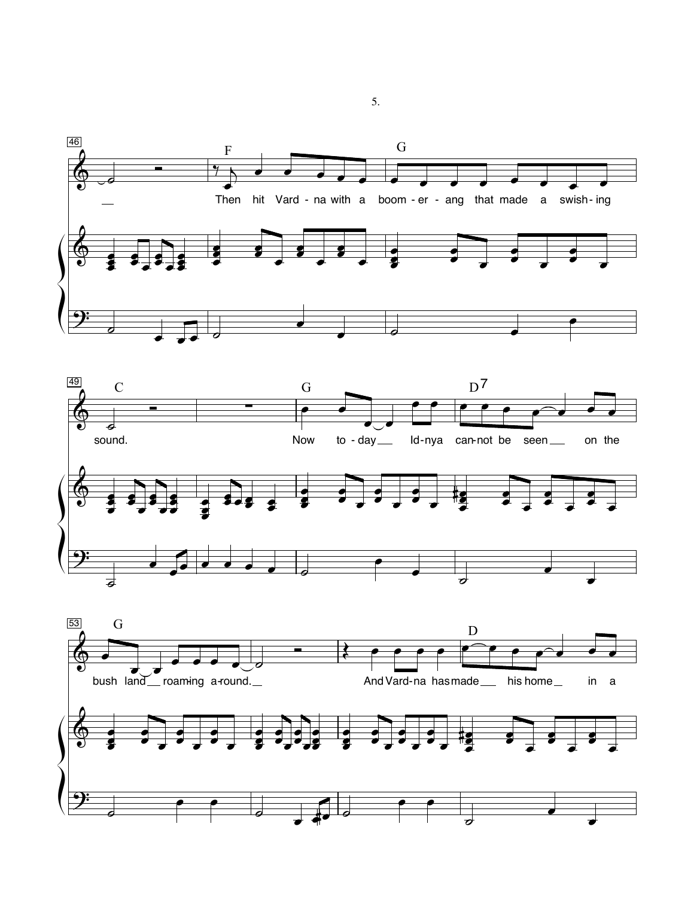46

F G

Then hit Vard - na with a boom - er - ang that made a swish - ing

49

C G D7

sound. Now to - day Id - nya can - not be seen on the

53

G D

bush land roam - ing a - round. And Vard - na has made his home in a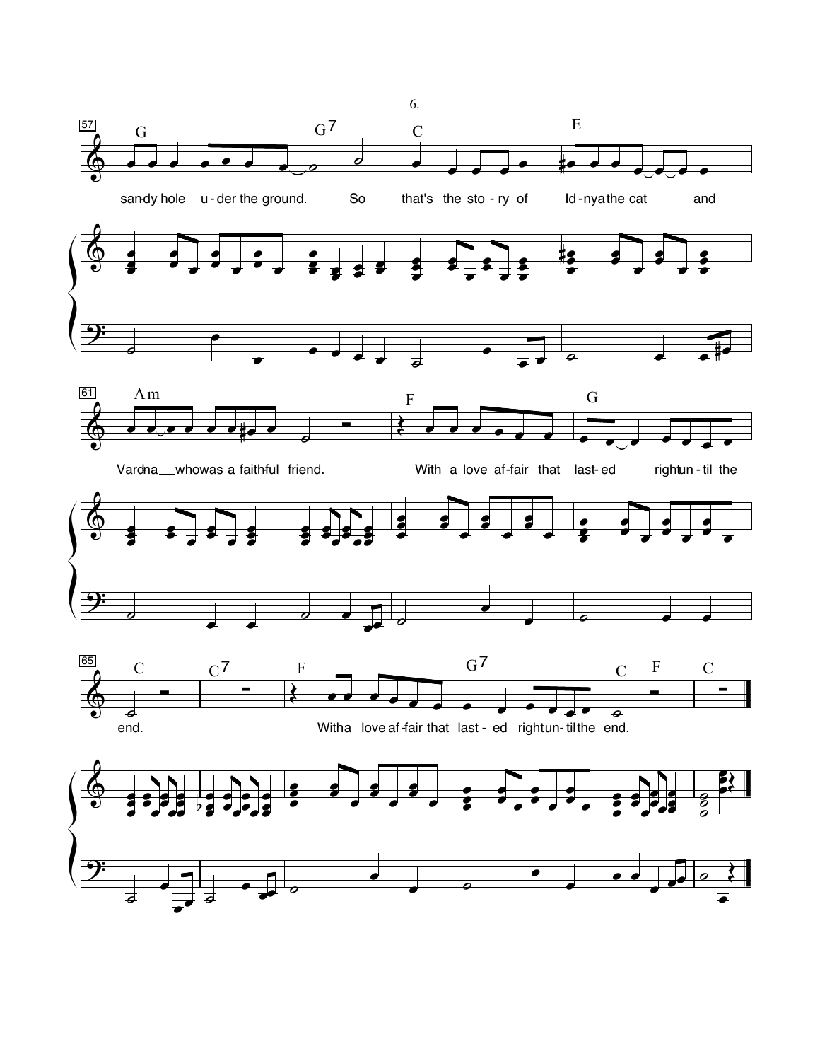G G7 C E

sandy hole uder the ground. So that's the story of Idnya the cat and

Am F G

Vardna who was a faithful friend. With a love affair that lasted right until the

C C7 F G7 C F C

end. With a love affair that lasted right until the end.